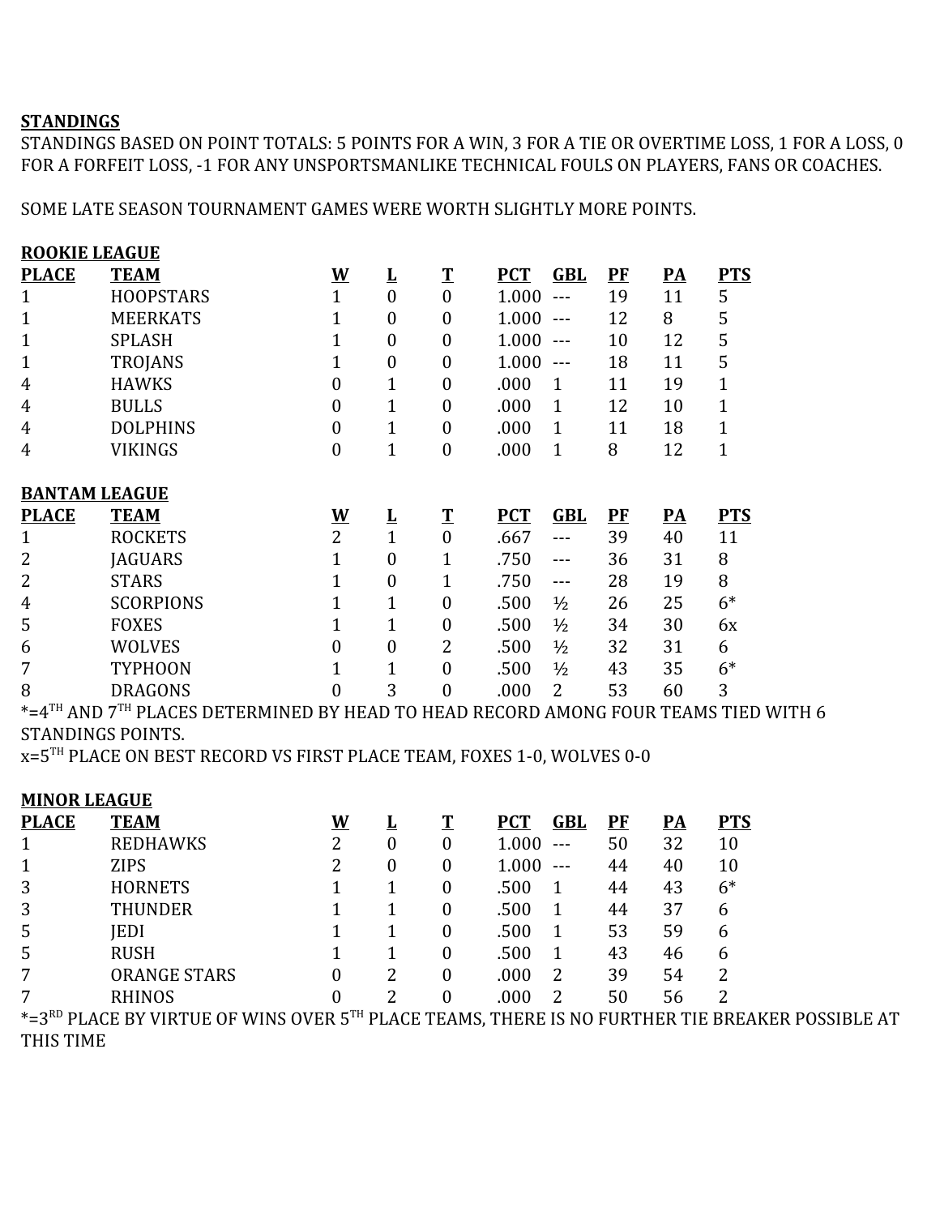## STANDINGS

STANDINGS BASED ON POINT TOTALS: 5 POINTS FOR A WIN, 3 FOR A TIE OR OVERTIME LOSS, 1 FOR A LOSS, 0 FOR A FORFEIT LOSS, -1 FOR ANY UNSPORTSMANLIKE TECHNICAL FOULS ON PLAYERS, FANS OR COACHES.

SOME LATE SEASON TOURNAMENT GAMES WERE WORTH SLIGHTLY MORE POINTS.

### ROOKIE LEAGUE

| PLACE | TEAM | W | L | T | PCT | GBL | PF | PA | PTS |
|---|---|---|---|---|---|---|---|---|---|
| 1 | HOOPSTARS | 1 | 0 | 0 | 1.000 | --- | 19 | 11 | 5 |
| 1 | MEERKATS | 1 | 0 | 0 | 1.000 | --- | 12 | 8 | 5 |
| 1 | SPLASH | 1 | 0 | 0 | 1.000 | --- | 10 | 12 | 5 |
| 1 | TROJANS | 1 | 0 | 0 | 1.000 | --- | 18 | 11 | 5 |
| 4 | HAWKS | 0 | 1 | 0 | .000 | 1 | 11 | 19 | 1 |
| 4 | BULLS | 0 | 1 | 0 | .000 | 1 | 12 | 10 | 1 |
| 4 | DOLPHINS | 0 | 1 | 0 | .000 | 1 | 11 | 18 | 1 |
| 4 | VIKINGS | 0 | 1 | 0 | .000 | 1 | 8 | 12 | 1 |

### BANTAM LEAGUE

| PLACE | TEAM | W | L | T | PCT | GBL | PF | PA | PTS |
|---|---|---|---|---|---|---|---|---|---|
| 1 | ROCKETS | 2 | 1 | 0 | .667 | --- | 39 | 40 | 11 |
| 2 | JAGUARS | 1 | 0 | 1 | .750 | --- | 36 | 31 | 8 |
| 2 | STARS | 1 | 0 | 1 | .750 | --- | 28 | 19 | 8 |
| 4 | SCORPIONS | 1 | 1 | 0 | .500 | ½ | 26 | 25 | 6* |
| 5 | FOXES | 1 | 1 | 0 | .500 | ½ | 34 | 30 | 6x |
| 6 | WOLVES | 0 | 0 | 2 | .500 | ½ | 32 | 31 | 6 |
| 7 | TYPHOON | 1 | 1 | 0 | .500 | ½ | 43 | 35 | 6* |
| 8 | DRAGONS | 0 | 3 | 0 | .000 | 2 | 53 | 60 | 3 |

*=4TH AND 7TH PLACES DETERMINED BY HEAD TO HEAD RECORD AMONG FOUR TEAMS TIED WITH 6 STANDINGS POINTS.

x=5TH PLACE ON BEST RECORD VS FIRST PLACE TEAM, FOXES 1-0, WOLVES 0-0

### MINOR LEAGUE

| PLACE | TEAM | W | L | T | PCT | GBL | PF | PA | PTS |
|---|---|---|---|---|---|---|---|---|---|
| 1 | REDHAWKS | 2 | 0 | 0 | 1.000 | --- | 50 | 32 | 10 |
| 1 | ZIPS | 2 | 0 | 0 | 1.000 | --- | 44 | 40 | 10 |
| 3 | HORNETS | 1 | 1 | 0 | .500 | 1 | 44 | 43 | 6* |
| 3 | THUNDER | 1 | 1 | 0 | .500 | 1 | 44 | 37 | 6 |
| 5 | JEDI | 1 | 1 | 0 | .500 | 1 | 53 | 59 | 6 |
| 5 | RUSH | 1 | 1 | 0 | .500 | 1 | 43 | 46 | 6 |
| 7 | ORANGE STARS | 0 | 2 | 0 | .000 | 2 | 39 | 54 | 2 |
| 7 | RHINOS | 0 | 2 | 0 | .000 | 2 | 50 | 56 | 2 |

*=3RD PLACE BY VIRTUE OF WINS OVER 5TH PLACE TEAMS, THERE IS NO FURTHER TIE BREAKER POSSIBLE AT THIS TIME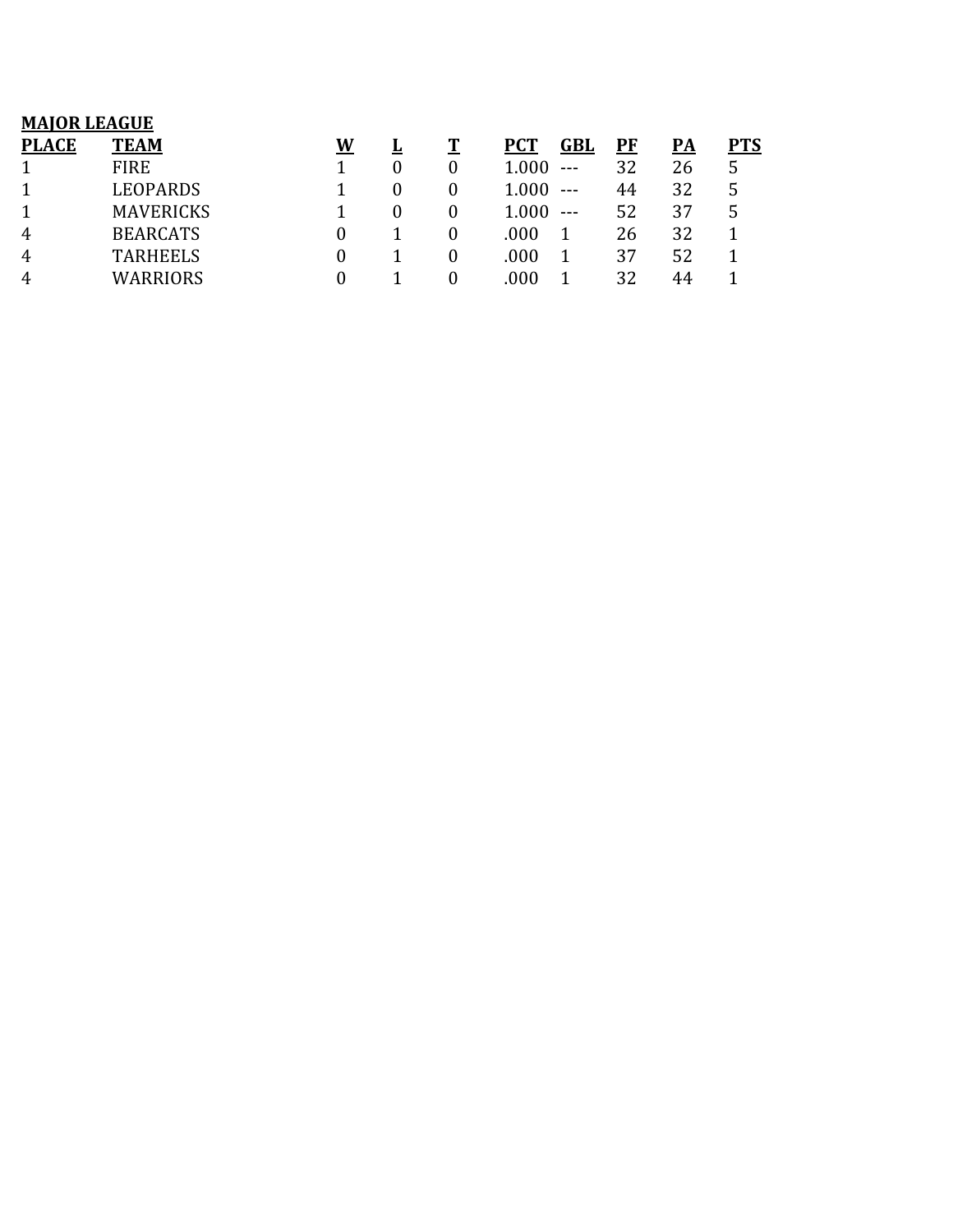**MAJOR LEAGUE**

| PLACE | TEAM | W | L | T | PCT | GBL | PF | PA | PTS |
|---|---|---|---|---|---|---|---|---|---|
| 1 | FIRE | 1 | 0 | 0 | 1.000 | --- | 32 | 26 | 5 |
| 1 | LEOPARDS | 1 | 0 | 0 | 1.000 | --- | 44 | 32 | 5 |
| 1 | MAVERICKS | 1 | 0 | 0 | 1.000 | --- | 52 | 37 | 5 |
| 4 | BEARCATS | 0 | 1 | 0 | .000 | 1 | 26 | 32 | 1 |
| 4 | TARHEELS | 0 | 1 | 0 | .000 | 1 | 37 | 52 | 1 |
| 4 | WARRIORS | 0 | 1 | 0 | .000 | 1 | 32 | 44 | 1 |